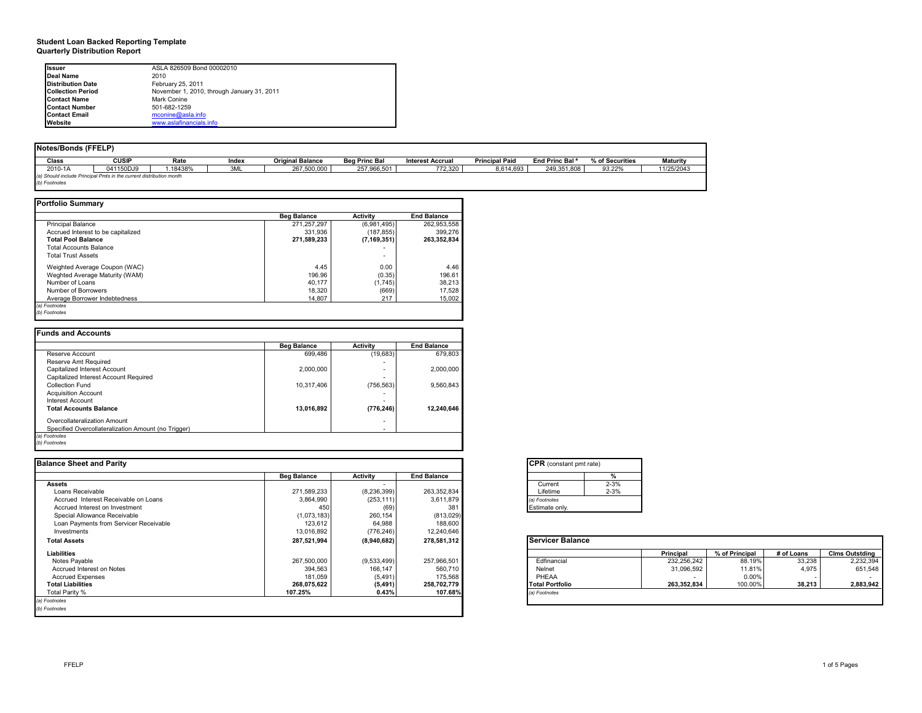# Student Loan Backed Reporting Template
## Quarterly Distribution Report

| | |
|---|---|
| **Issuer** | ASLA 826509 Bond 00002010 |
| **Deal Name** | 2010 |
| **Distribution Date** | February 25, 2011 |
| **Collection Period** | November 1, 2010, through January 31, 2011 |
| **Contact Name** | Mark Conine |
| **Contact Number** | 501-682-1259 |
| **Contact Email** | mconine@asla.info |
| **Website** | www.aslafinancials.info |

## Notes/Bonds (FFELP)

| Class | CUSIP | Rate | Index | Original Balance | Beg Princ Bal | Interest Accrual | Principal Paid | End Princ Bal [a] | % of Securities | Maturity |
|---|---|---|---|---|---|---|---|---|---|---|
| 2010-1A | 041150DJ9 | 1.18438% | 3ML | 267,500,000 | 257,966,501 | 772,320 | 8,614,693 | 249,351,808 | 93.22% | 11/25/2043 |

*(a) Should include Principal Pmts in the current distribution month*
*(b) Footnotes*

## Portfolio Summary

| | Beg Balance | Activity | End Balance |
|---|---|---|---|
| Principal Balance | 271,257,297 | (6,981,495) | 262,953,558 |
| Accrued Interest to be capitalized | 331,936 | (187,855) | 399,276 |
| **Total Pool Balance** | **271,589,233** | **(7,169,351)** | **263,352,834** |
| Total Accounts Balance | | - | |
| Total Trust Assets | | - | |
| Weighted Average Coupon (WAC) | 4.45 | 0.00 | 4.46 |
| Weghted Average Maturity (WAM) | 196.96 | (0.35) | 196.61 |
| Number of Loans | 40,177 | (1,745) | 38,213 |
| Number of Borrowers | 18,320 | (669) | 17,528 |
| Average Borrower Indebtedness | 14,807 | 217 | 15,002 |

*(a) Footnotes*
*(b) Footnotes*

## Funds and Accounts

| | Beg Balance | Activity | End Balance |
|---|---|---|---|
| Reserve Account | 699,486 | (19,683) | 679,803 |
| Reserve Amt Required | | - | |
| Capitalized Interest Account | 2,000,000 | - | 2,000,000 |
| Capitalized Interest Account Required | | - | |
| Collection Fund | 10,317,406 | (756,563) | 9,560,843 |
| Acquisition Account | | - | |
| Interest Account | | - | |
| **Total Accounts Balance** | **13,016,892** | **(776,246)** | **12,240,646** |
| Overcollateralization Amount | | - | |
| Specified Overcollateralization Amount (No Trigger) | | - | |

*(a) Footnotes*
*(b) Footnotes*

## Balance Sheet and Parity

| | Beg Balance | Activity | End Balance |
|---|---|---|---|
| **Assets** | | - | |
| Loans Receivable | 271,589,233 | (8,236,399) | 263,352,834 |
| Accrued Interest Receivable on Loans | 3,864,990 | (253,111) | 3,611,879 |
| Accrued Interest on Investment | 450 | (69) | 381 |
| Special Allowance Receivable | (1,073,183) | 260,154 | (813,029) |
| Loan Payments from Servicer Receivable | 123,612 | 64,988 | 188,600 |
| Investments | 13,016,892 | (776,246) | 12,240,646 |
| **Total Assets** | **287,521,994** | **(8,940,682)** | **278,581,312** |
| **Liabilities** | | | |
| Notes Payable | 267,500,000 | (9,533,499) | 257,966,501 |
| Accrued Interest on Notes | 394,563 | 166,147 | 560,710 |
| Accrued Expenses | 181,059 | (5,491) | 175,568 |
| **Total Liabilities** | **268,075,622** | **(5,491)** | **258,702,779** |
| Total Parity % | **107.25%** | **0.43%** | **107.68%** |

*(a) Footnotes*
*(b) Footnotes*

## CPR (constant pmt rate)

| | % |
|---|---|
| Current | 2-3% |
| Lifetime | 2-3% |

*(a) Footnotes*
Estimate only.

## Servicer Balance

| | Principal | % of Principal | # of Loans | Clms Outstding |
|---|---|---|---|---|
| Edfinancial | 232,256,242 | 88.19% | 33,238 | 2,232,394 |
| Nelnet | 31,096,592 | 11.81% | 4,975 | 651,548 |
| PHEAA | - | 0.00% | - | - |
| **Total Portfolio** | **263,352,834** | 100.00% | **38,213** | **2,883,942** |

*(a) Footnotes*

FFELP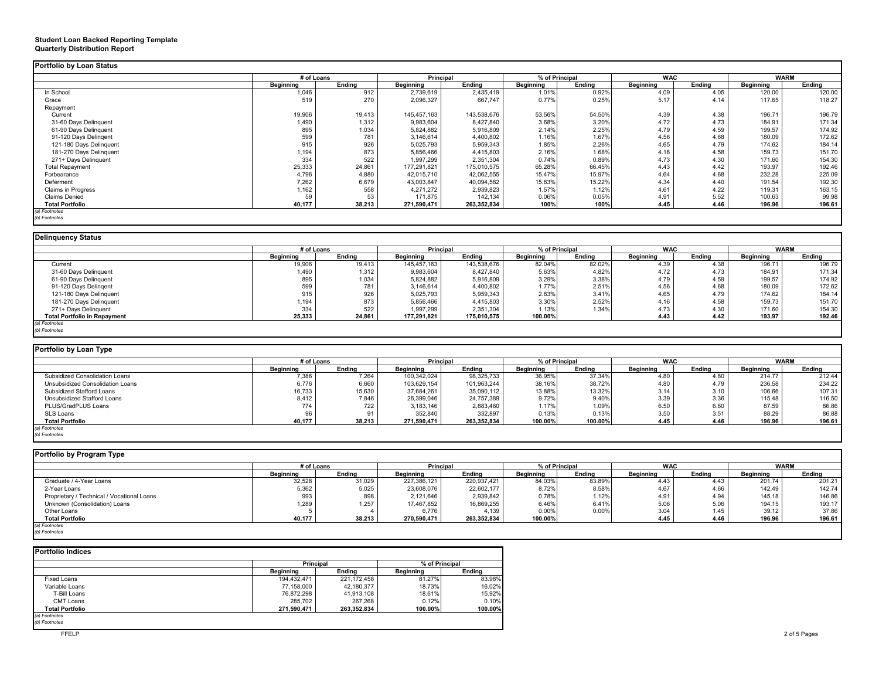**Student Loan Backed Reporting Template**
**Quarterly Distribution Report**

## Portfolio by Loan Status

| | # of Loans | | Principal | | % of Principal | | WAC | | WARM | |
|---|---|---|---|---|---|---|---|---|---|---|
| | Beginning | Ending | Beginning | Ending | Beginning | Ending | Beginning | Ending | Beginning | Ending |
| In School | 1,046 | 912 | 2,739,619 | 2,435,419 | 1.01% | 0.92% | 4.09 | 4.05 | 120.00 | 120.00 |
| Grace | 519 | 270 | 2,096,327 | 667,747 | 0.77% | 0.25% | 5.17 | 4.14 | 117.65 | 118.27 |
| Repayment | | | | | | | | | | |
| Current | 19,906 | 19,413 | 145,457,163 | 143,538,676 | 53.56% | 54.50% | 4.39 | 4.38 | 196.71 | 196.79 |
| 31-60 Days Delinquent | 1,490 | 1,312 | 9,983,604 | 8,427,840 | 3.68% | 3.20% | 4.72 | 4.73 | 184.91 | 171.34 |
| 61-90 Days Delinquent | 895 | 1,034 | 5,824,882 | 5,916,809 | 2.14% | 2.25% | 4.79 | 4.59 | 199.57 | 174.92 |
| 91-120 Days Delingent | 599 | 781 | 3,146,614 | 4,400,802 | 1.16% | 1.67% | 4.56 | 4.68 | 180.09 | 172.62 |
| 121-180 Days Delinquent | 915 | 926 | 5,025,793 | 5,959,343 | 1.85% | 2.26% | 4.65 | 4.79 | 174.62 | 184.14 |
| 181-270 Days Delinquent | 1,194 | 873 | 5,856,466 | 4,415,803 | 2.16% | 1.68% | 4.16 | 4.58 | 159.73 | 151.70 |
| 271+ Days Delinquent | 334 | 522 | 1,997,299 | 2,351,304 | 0.74% | 0.89% | 4.73 | 4.30 | 171.60 | 154.30 |
| Total Repayment | 25,333 | 24,861 | 177,291,821 | 175,010,575 | 65.28% | 66.45% | 4.43 | 4.42 | 193.97 | 192.46 |
| Forbearance | 4,796 | 4,880 | 42,015,710 | 42,062,555 | 15.47% | 15.97% | 4.64 | 4.68 | 232.28 | 225.09 |
| Deferment | 7,262 | 6,679 | 43,003,847 | 40,094,582 | 15.83% | 15.22% | 4.34 | 4.40 | 191.54 | 192.30 |
| Claims in Progress | 1,162 | 558 | 4,271,272 | 2,939,823 | 1.57% | 1.12% | 4.61 | 4.22 | 119.31 | 163.15 |
| Claims Denied | 59 | 53 | 171,875 | 142,134 | 0.06% | 0.05% | 4.91 | 5.52 | 100.63 | 99.98 |
| **Total Portfolio** | **40,177** | **38,213** | **271,590,471** | **263,352,834** | **100%** | **100%** | **4.45** | **4.46** | **196.96** | **196.61** |

*(a) Footnotes*
*(b) Footnotes*

## Delinquency Status

| | # of Loans | | Principal | | % of Principal | | WAC | | WARM | |
|---|---|---|---|---|---|---|---|---|---|---|
| | Beginning | Ending | Beginning | Ending | Beginning | Ending | Beginning | Ending | Beginning | Ending |
| Current | 19,906 | 19,413 | 145,457,163 | 143,538,676 | 82.04% | 82.02% | 4.39 | 4.38 | 196.71 | 196.79 |
| 31-60 Days Delinquent | 1,490 | 1,312 | 9,983,604 | 8,427,840 | 5.63% | 4.82% | 4.72 | 4.73 | 184.91 | 171.34 |
| 61-90 Days Delinquent | 895 | 1,034 | 5,824,882 | 5,916,809 | 3.29% | 3.38% | 4.79 | 4.59 | 199.57 | 174.92 |
| 91-120 Days Delingent | 599 | 781 | 3,146,614 | 4,400,802 | 1.77% | 2.51% | 4.56 | 4.68 | 180.09 | 172.62 |
| 121-180 Days Delinquent | 915 | 926 | 5,025,793 | 5,959,343 | 2.83% | 3.41% | 4.65 | 4.79 | 174.62 | 184.14 |
| 181-270 Days Delinquent | 1,194 | 873 | 5,856,466 | 4,415,803 | 3.30% | 2.52% | 4.16 | 4.58 | 159.73 | 151.70 |
| 271+ Days Delinquent | 334 | 522 | 1,997,299 | 2,351,304 | 1.13% | 1.34% | 4.73 | 4.30 | 171.60 | 154.30 |
| **Total Portfolio in Repayment** | **25,333** | **24,861** | **177,291,821** | **175,010,575** | **100.00%** | | **4.43** | **4.42** | **193.97** | **192.46** |

*(a) Footnotes*
*(b) Footnotes*

## Portfolio by Loan Type

| | # of Loans | | Principal | | % of Principal | | WAC | | WARM | |
|---|---|---|---|---|---|---|---|---|---|---|
| | Beginning | Ending | Beginning | Ending | Beginning | Ending | Beginning | Ending | Beginning | Ending |
| Subsidized Consolidation Loans | 7,386 | 7,264 | 100,342,024 | 98,325,733 | 36.95% | 37.34% | 4.80 | 4.80 | 214.77 | 212.44 |
| Unsubsidized Consolidation Loans | 6,776 | 6,660 | 103,629,154 | 101,963,244 | 38.16% | 38.72% | 4.80 | 4.79 | 236.58 | 234.22 |
| Subsidized Stafford Loans | 16,733 | 15,630 | 37,684,261 | 35,090,112 | 13.88% | 13.32% | 3.14 | 3.10 | 106.66 | 107.31 |
| Unsubsidized Stafford Loans | 8,412 | 7,846 | 26,399,046 | 24,757,389 | 9.72% | 9.40% | 3.39 | 3.36 | 115.48 | 116.50 |
| PLUS/GradPLUS Loans | 774 | 722 | 3,183,146 | 2,883,460 | 1.17% | 1.09% | 6.50 | 6.60 | 87.59 | 86.86 |
| SLS Loans | 96 | 91 | 352,840 | 332,897 | 0.13% | 0.13% | 3.50 | 3.51 | 88.29 | 86.88 |
| **Total Portfolio** | **40,177** | **38,213** | **271,590,471** | **263,352,834** | **100.00%** | **100.00%** | **4.45** | **4.46** | **196.96** | **196.61** |

*(a) Footnotes*
*(b) Footnotes*

## Portfolio by Program Type

| | # of Loans | | Principal | | % of Principal | | WAC | | WARM | |
|---|---|---|---|---|---|---|---|---|---|---|
| | Beginning | Ending | Beginning | Ending | Beginning | Ending | Beginning | Ending | Beginning | Ending |
| Graduate / 4-Year Loans | 32,528 | 31,029 | 227,386,121 | 220,937,421 | 84.03% | 83.89% | 4.43 | 4.43 | 201.74 | 201.21 |
| 2-Year Loans | 5,362 | 5,025 | 23,608,076 | 22,602,177 | 8.72% | 8.58% | 4.67 | 4.66 | 142.49 | 142.74 |
| Proprietary / Technical / Vocational Loans | 993 | 898 | 2,121,646 | 2,939,842 | 0.78% | 1.12% | 4.91 | 4.94 | 145.18 | 146.86 |
| Unknown (Consolidation) Loans | 1,289 | 1,257 | 17,467,852 | 16,869,255 | 6.46% | 6.41% | 5.06 | 5.06 | 194.15 | 193.17 |
| Other Loans | 5 | 4 | 6,776 | 4,139 | 0.00% | 0.00% | 3.04 | 1.45 | 39.12 | 37.86 |
| **Total Portfolio** | **40,177** | **38,213** | **270,590,471** | **263,352,834** | **100.00%** | | **4.45** | **4.46** | **196.96** | **196.61** |

*(a) Footnotes*
*(b) Footnotes*

## Portfolio Indices

| | Principal | | % of Principal | |
|---|---|---|---|---|
| | Beginning | Ending | Beginning | Ending |
| Fixed Loans | 194,432,471 | 221,172,458 | 81.27% | 83.98% |
| Variable Loans | 77,158,000 | 42,180,377 | 18.73% | 16.02% |
| T-Bill Loans | 76,872,298 | 41,913,108 | 18.61% | 15.92% |
| CMT Loans | 285,702 | 267,268 | 0.12% | 0.10% |
| **Total Portfolio** | **271,590,471** | **263,352,834** | **100.00%** | **100.00%** |

*(a) Footnotes*
*(b) Footnotes*

FFELP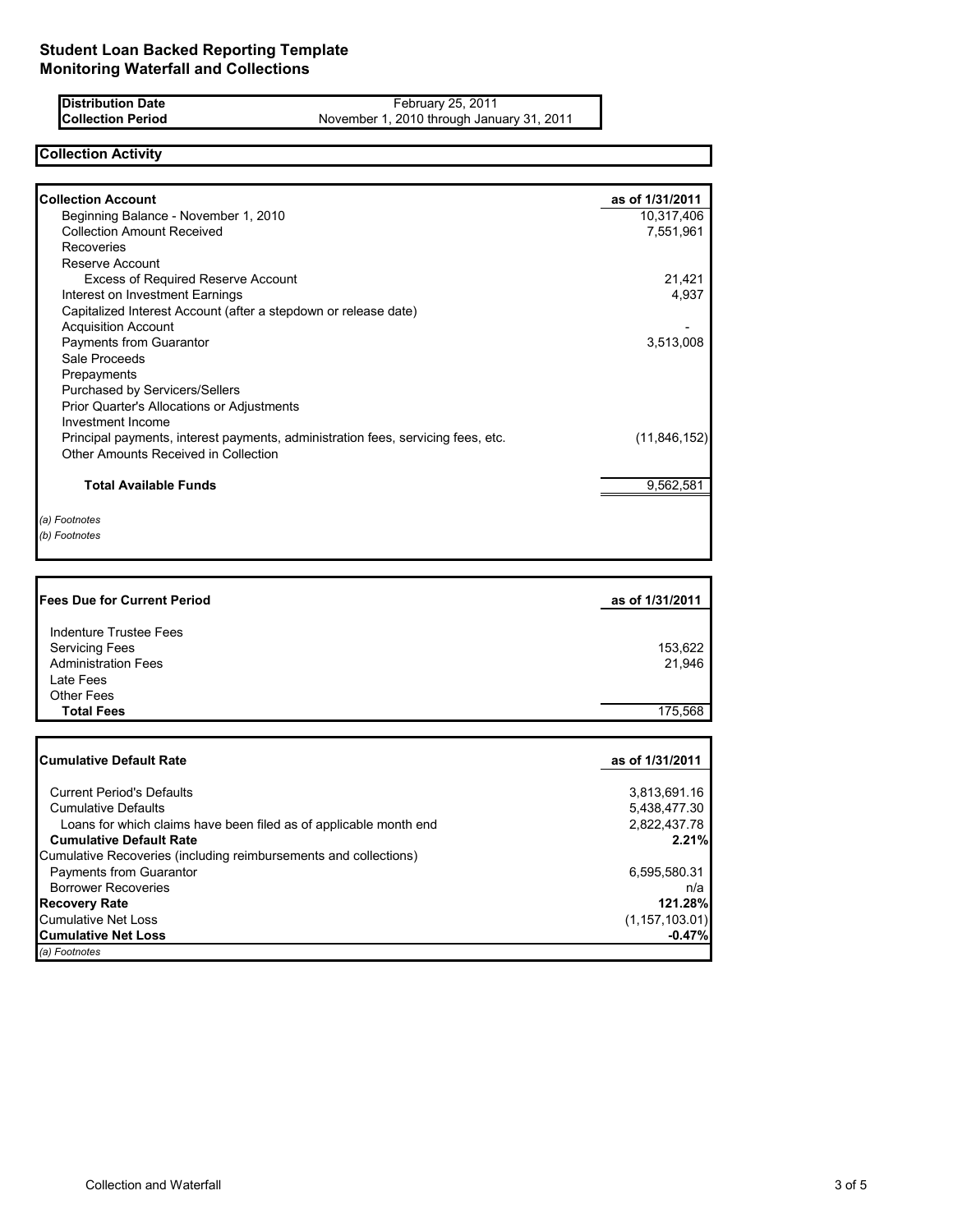# Student Loan Backed Reporting Template
## Monitoring Waterfall and Collections

| | |
|---|---|
| **Distribution Date** | February 25, 2011 |
| **Collection Period** | November 1, 2010 through January 31, 2011 |

### Collection Activity

| **Collection Account** | **as of 1/31/2011** |
|---|---|
| Beginning Balance - November 1, 2010 | 10,317,406 |
| Collection Amount Received | 7,551,961 |
| Recoveries | |
| Reserve Account | |
| Excess of Required Reserve Account | 21,421 |
| Interest on Investment Earnings | 4,937 |
| Capitalized Interest Account (after a stepdown or release date) | |
| Acquisition Account | - |
| Payments from Guarantor | 3,513,008 |
| Sale Proceeds | |
| Prepayments | |
| Purchased by Servicers/Sellers | |
| Prior Quarter's Allocations or Adjustments | |
| Investment Income | |
| Principal payments, interest payments, administration fees, servicing fees, etc. | (11,846,152) |
| Other Amounts Received in Collection | |
| **Total Available Funds** | 9,562,581 |

*(a) Footnotes*

*(b) Footnotes*

| **Fees Due for Current Period** | **as of 1/31/2011** |
|---|---|
| Indenture Trustee Fees | |
| Servicing Fees | 153,622 |
| Administration Fees | 21,946 |
| Late Fees | |
| Other Fees | |
| **Total Fees** | 175,568 |

| **Cumulative Default Rate** | **as of 1/31/2011** |
|---|---|
| Current Period's Defaults | 3,813,691.16 |
| Cumulative Defaults | 5,438,477.30 |
| Loans for which claims have been filed as of applicable month end | 2,822,437.78 |
| **Cumulative Default Rate** | **2.21%** |
| Cumulative Recoveries (including reimbursements and collections) | |
| Payments from Guarantor | 6,595,580.31 |
| Borrower Recoveries | n/a |
| **Recovery Rate** | **121.28%** |
| Cumulative Net Loss | (1,157,103.01) |
| **Cumulative Net Loss** | **-0.47%** |

*(a) Footnotes*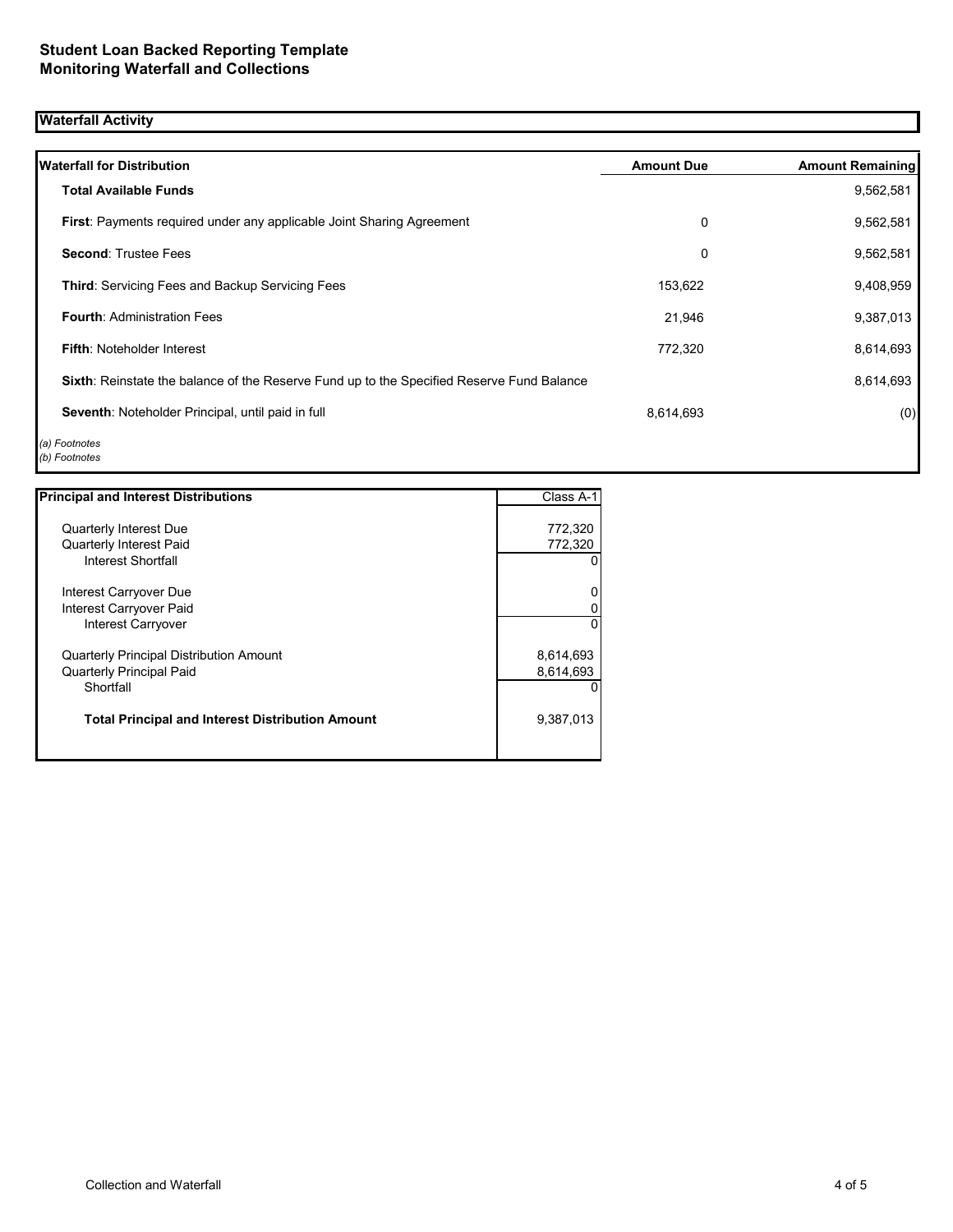# Student Loan Backed Reporting Template
# Monitoring Waterfall and Collections

## Waterfall Activity

| Waterfall for Distribution | Amount Due | Amount Remaining |
|---|---|---|
| **Total Available Funds** | | 9,562,581 |
| **First**: Payments required under any applicable Joint Sharing Agreement | 0 | 9,562,581 |
| **Second**: Trustee Fees | 0 | 9,562,581 |
| **Third**: Servicing Fees and Backup Servicing Fees | 153,622 | 9,408,959 |
| **Fourth**: Administration Fees | 21,946 | 9,387,013 |
| **Fifth**: Noteholder Interest | 772,320 | 8,614,693 |
| **Sixth**: Reinstate the balance of the Reserve Fund up to the Specified Reserve Fund Balance | | 8,614,693 |
| **Seventh**: Noteholder Principal, until paid in full | 8,614,693 | (0) |

*(a) Footnotes*
*(b) Footnotes*

| Principal and Interest Distributions | Class A-1 |
|---|---|
| Quarterly Interest Due | 772,320 |
| Quarterly Interest Paid | 772,320 |
| Interest Shortfall | 0 |
| Interest Carryover Due | 0 |
| Interest Carryover Paid | 0 |
| Interest Carryover | 0 |
| Quarterly Principal Distribution Amount | 8,614,693 |
| Quarterly Principal Paid | 8,614,693 |
| Shortfall | 0 |
| **Total Principal and Interest Distribution Amount** | 9,387,013 |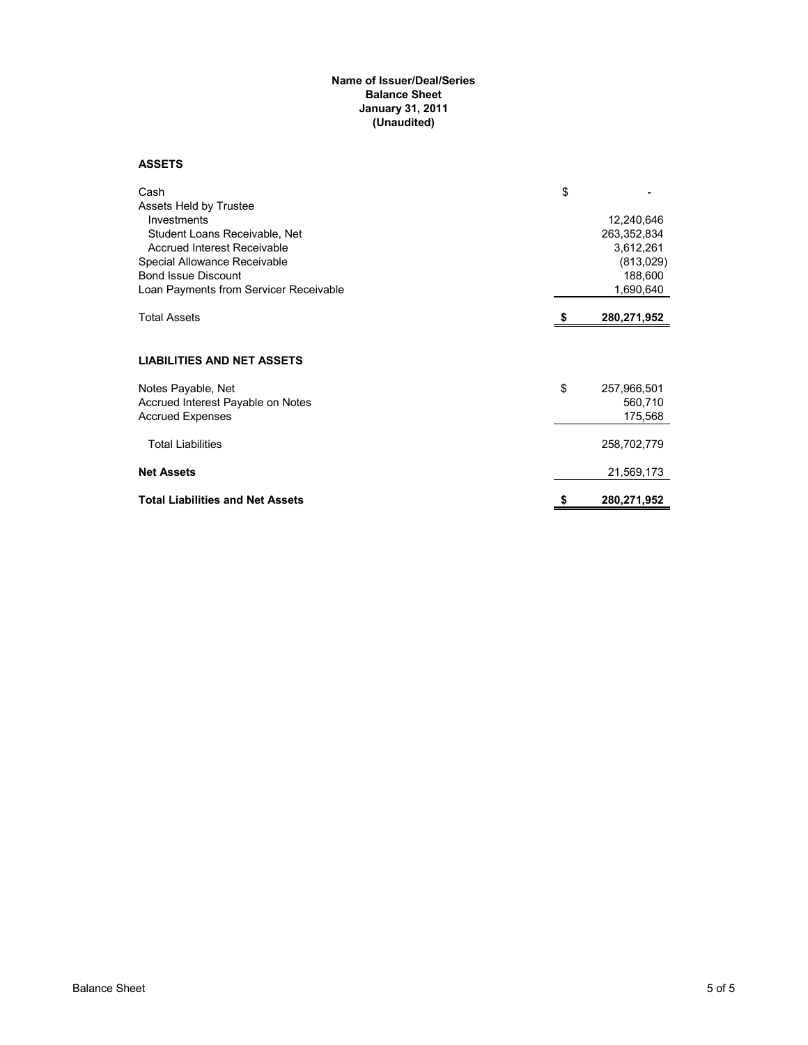**Name of Issuer/Deal/Series**
**Balance Sheet**
**January 31, 2011**
**(Unaudited)**

**ASSETS**

| | | |
|---|---|---|
| Cash | $ | - |
| Assets Held by Trustee | | |
| Investments | | 12,240,646 |
| Student Loans Receivable, Net | | 263,352,834 |
| Accrued Interest Receivable | | 3,612,261 |
| Special Allowance Receivable | | (813,029) |
| Bond Issue Discount | | 188,600 |
| Loan Payments from Servicer Receivable | | 1,690,640 |
| Total Assets | **$** | **280,271,952** |

**LIABILITIES AND NET ASSETS**

| | | |
|---|---|---|
| Notes Payable, Net | $ | 257,966,501 |
| Accrued Interest Payable on Notes | | 560,710 |
| Accrued Expenses | | 175,568 |
| Total Liabilities | | 258,702,779 |
| **Net Assets** | | 21,569,173 |
| **Total Liabilities and Net Assets** | **$** | **280,271,952** |